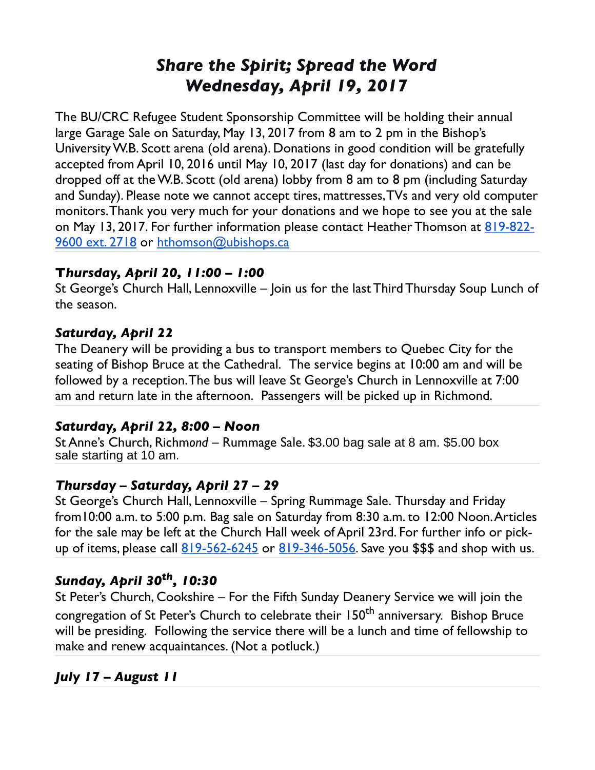# *Share the Spirit; Spread the Word*
# *Wednesday, April 19, 2017*

The BU/CRC Refugee Student Sponsorship Committee will be holding their annual large Garage Sale on Saturday, May 13, 2017 from 8 am to 2 pm in the Bishop's University W.B. Scott arena (old arena). Donations in good condition will be gratefully accepted from April 10, 2016 until May 10, 2017 (last day for donations) and can be dropped off at the W.B. Scott (old arena) lobby from 8 am to 8 pm (including Saturday and Sunday). Please note we cannot accept tires, mattresses, TVs and very old computer monitors. Thank you very much for your donations and we hope to see you at the sale on May 13, 2017. For further information please contact Heather Thomson at 819-822-9600 ext. 2718 or hthomson@ubishops.ca

---

### *Thursday, April 20, 11:00 – 1:00*

St George's Church Hall, Lennoxville – Join us for the last Third Thursday Soup Lunch of the season.

### *Saturday, April 22*

The Deanery will be providing a bus to transport members to Quebec City for the seating of Bishop Bruce at the Cathedral. The service begins at 10:00 am and will be followed by a reception. The bus will leave St George's Church in Lennoxville at 7:00 am and return late in the afternoon. Passengers will be picked up in Richmond.

---

### *Saturday, April 22, 8:00 – Noon*

St Anne's Church, Richm*ond* – Rummage Sale. $3.00 bag sale at 8 am. $5.00 box sale starting at 10 am.

---

### *Thursday – Saturday, April 27 – 29*

St George's Church Hall, Lennoxville – Spring Rummage Sale. Thursday and Friday from10:00 a.m. to 5:00 p.m. Bag sale on Saturday from 8:30 a.m. to 12:00 Noon. Articles for the sale may be left at the Church Hall week of April 23rd. For further info or pick-up of items, please call 819-562-6245 or 819-346-5056. Save you $$$ and shop with us.

---

### *Sunday, April 30th, 10:30*

St Peter's Church, Cookshire – For the Fifth Sunday Deanery Service we will join the congregation of St Peter's Church to celebrate their 150th anniversary. Bishop Bruce will be presiding. Following the service there will be a lunch and time of fellowship to make and renew acquaintances. (Not a potluck.)

---

### *July 17 – August 11*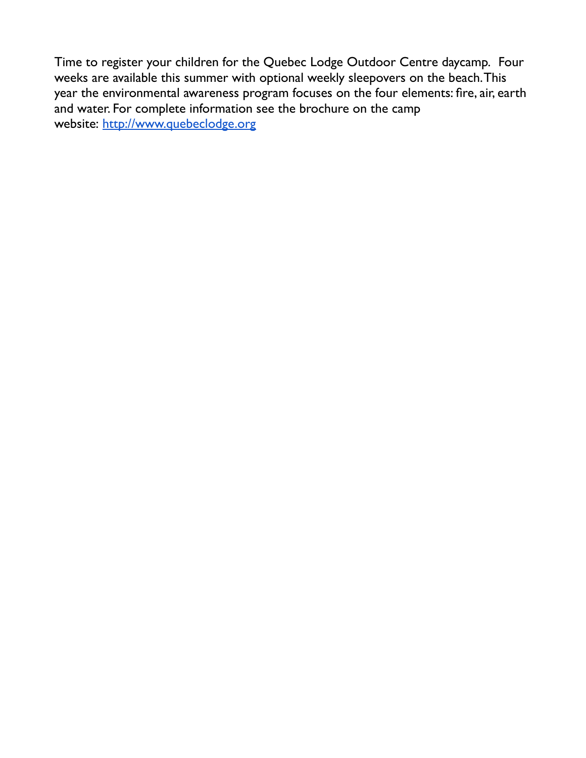Time to register your children for the Quebec Lodge Outdoor Centre daycamp.  Four weeks are available this summer with optional weekly sleepovers on the beach. This year the environmental awareness program focuses on the four elements: fire, air, earth and water. For complete information see the brochure on the camp website: [http://www.quebeclodge.org](http://www.quebeclodge.org)